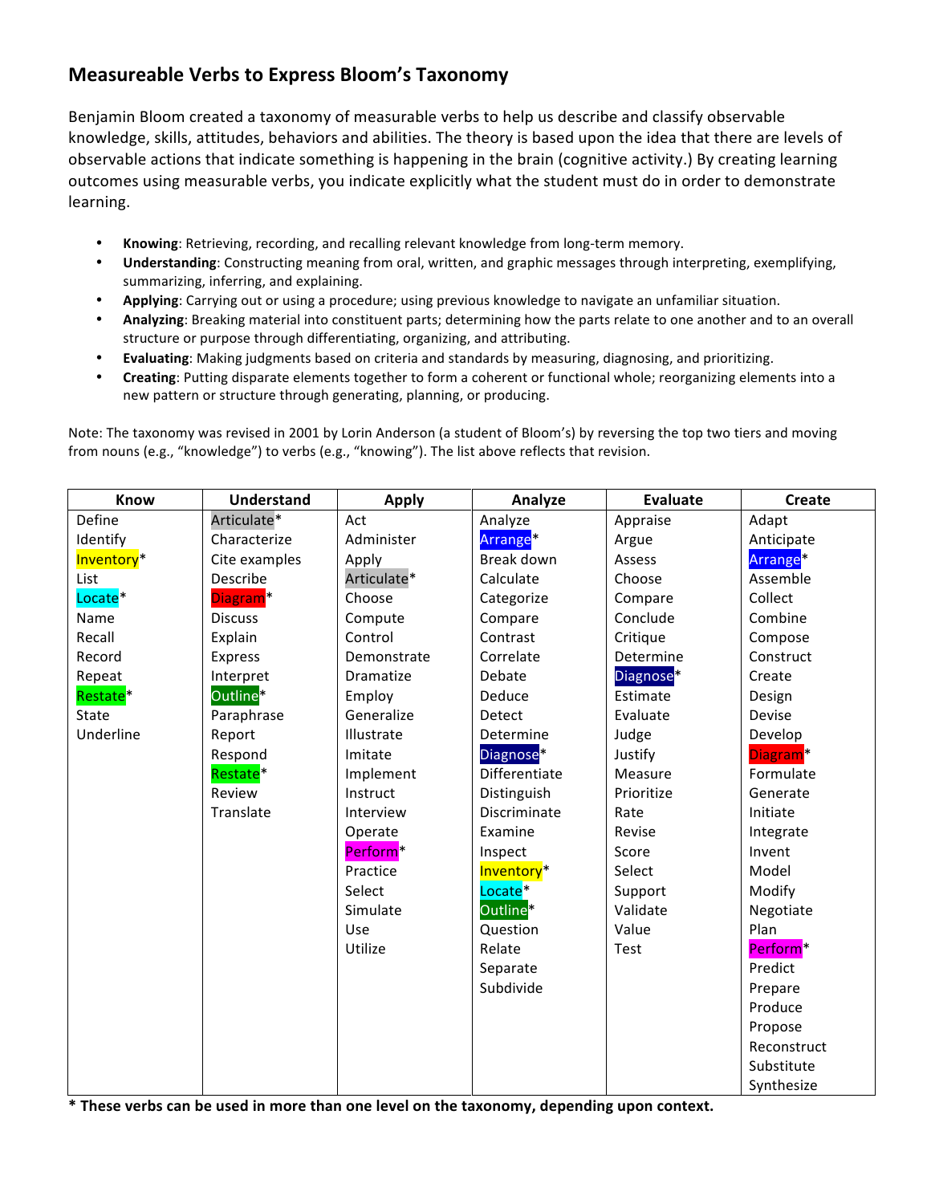## Measureable Verbs to Express Bloom's Taxonomy

Benjamin Bloom created a taxonomy of measurable verbs to help us describe and classify observable knowledge, skills, attitudes, behaviors and abilities. The theory is based upon the idea that there are levels of observable actions that indicate something is happening in the brain (cognitive activity.) By creating learning outcomes using measurable verbs, you indicate explicitly what the student must do in order to demonstrate learning.

- **Knowing**: Retrieving, recording, and recalling relevant knowledge from long-term memory.
- **Understanding**: Constructing meaning from oral, written, and graphic messages through interpreting, exemplifying, summarizing, inferring, and explaining.
- **Applying**: Carrying out or using a procedure; using previous knowledge to navigate an unfamiliar situation.
- **Analyzing**: Breaking material into constituent parts; determining how the parts relate to one another and to an overall structure or purpose through differentiating, organizing, and attributing.
- **Evaluating**: Making judgments based on criteria and standards by measuring, diagnosing, and prioritizing.
- **Creating**: Putting disparate elements together to form a coherent or functional whole; reorganizing elements into a new pattern or structure through generating, planning, or producing.

Note: The taxonomy was revised in 2001 by Lorin Anderson (a student of Bloom's) by reversing the top two tiers and moving from nouns (e.g., "knowledge") to verbs (e.g., "knowing"). The list above reflects that revision.

| Know | Understand | Apply | Analyze | Evaluate | Create |
|---|---|---|---|---|---|
| Define | Articulate* | Act | Analyze | Appraise | Adapt |
| Identify | Characterize | Administer | Arrange* | Argue | Anticipate |
| Inventory* | Cite examples | Apply | Break down | Assess | Arrange* |
| List | Describe | Articulate* | Calculate | Choose | Assemble |
| Locate* | Diagram* | Choose | Categorize | Compare | Collect |
| Name | Discuss | Compute | Compare | Conclude | Combine |
| Recall | Explain | Control | Contrast | Critique | Compose |
| Record | Express | Demonstrate | Correlate | Determine | Construct |
| Repeat | Interpret | Dramatize | Debate | Diagnose* | Create |
| Restate* | Outline* | Employ | Deduce | Estimate | Design |
| State | Paraphrase | Generalize | Detect | Evaluate | Devise |
| Underline | Report | Illustrate | Determine | Judge | Develop |
| | Respond | Imitate | Diagnose* | Justify | Diagram* |
| | Restate* | Implement | Differentiate | Measure | Formulate |
| | Review | Instruct | Distinguish | Prioritize | Generate |
| | Translate | Interview | Discriminate | Rate | Initiate |
| | | Operate | Examine | Revise | Integrate |
| | | Perform* | Inspect | Score | Invent |
| | | Practice | Inventory* | Select | Model |
| | | Select | Locate* | Support | Modify |
| | | Simulate | Outline* | Validate | Negotiate |
| | | Use | Question | Value | Plan |
| | | Utilize | Relate | Test | Perform* |
| | | | Separate | | Predict |
| | | | Subdivide | | Prepare |
| | | | | | Produce |
| | | | | | Propose |
| | | | | | Reconstruct |
| | | | | | Substitute |
| | | | | | Synthesize |

**\* These verbs can be used in more than one level on the taxonomy, depending upon context.**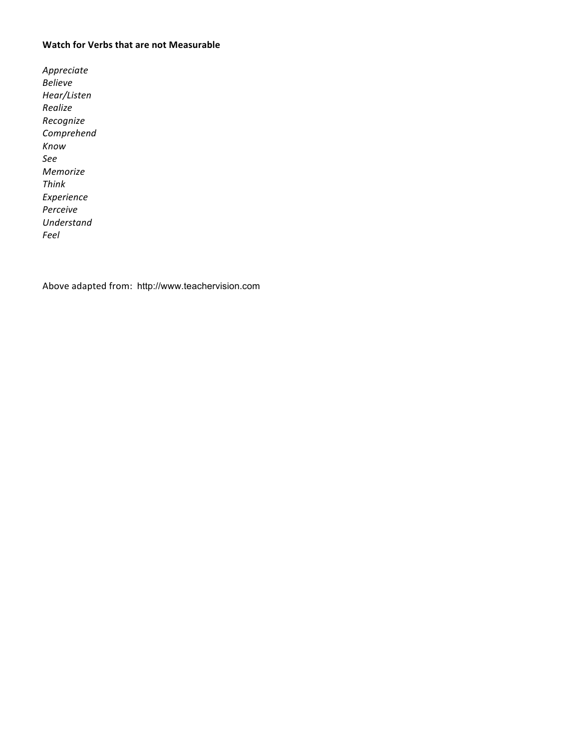**Watch for Verbs that are not Measurable**

*Appreciate*
*Believe*
*Hear/Listen*
*Realize*
*Recognize*
*Comprehend*
*Know*
*See*
*Memorize*
*Think*
*Experience*
*Perceive*
*Understand*
*Feel*

Above adapted from: http://www.teachervision.com